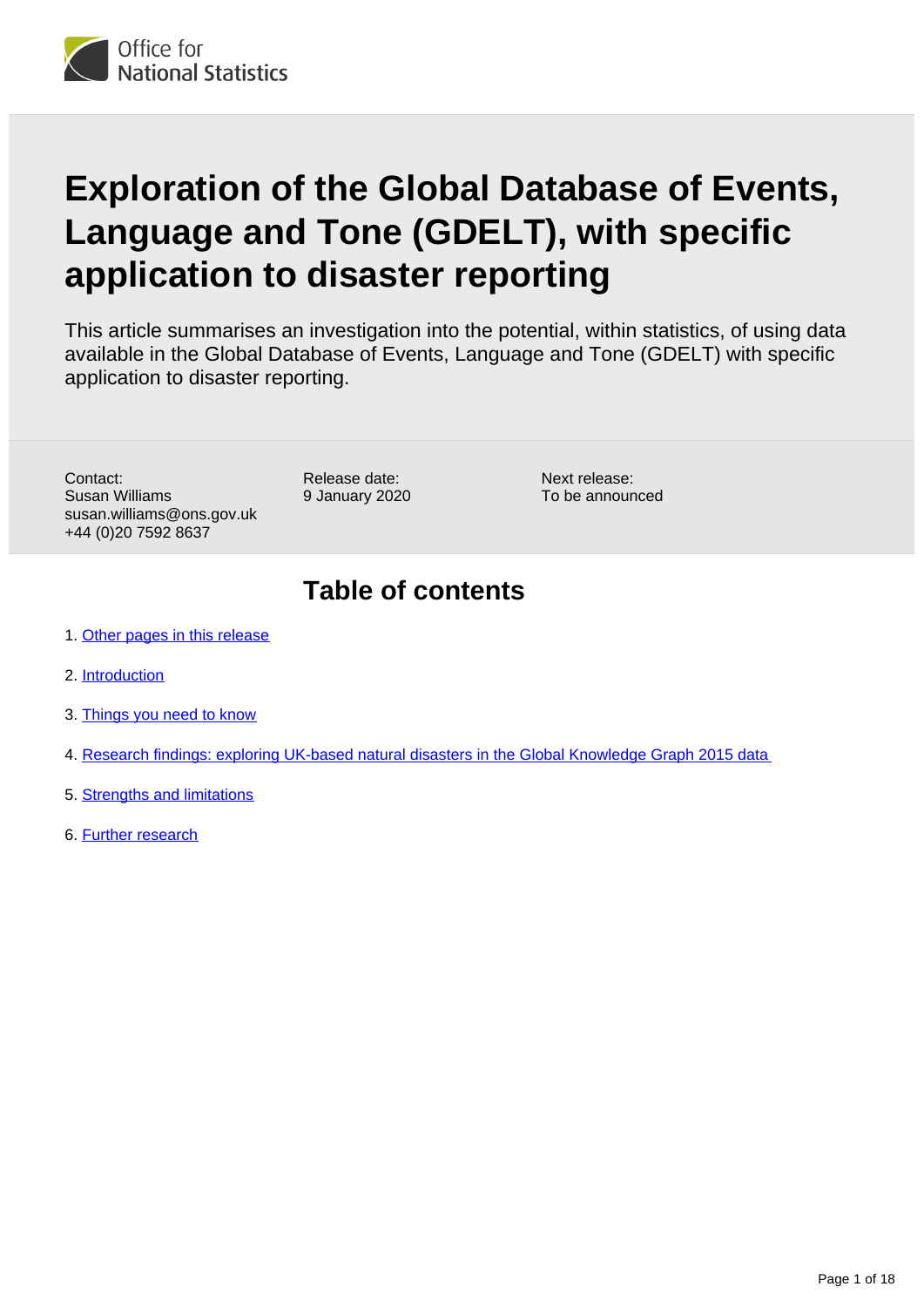Office for National Statistics

# Exploration of the Global Database of Events, Language and Tone (GDELT), with specific application to disaster reporting

This article summarises an investigation into the potential, within statistics, of using data available in the Global Database of Events, Language and Tone (GDELT) with specific application to disaster reporting.

Contact:
Susan Williams
susan.williams@ons.gov.uk
+44 (0)20 7592 8637

Release date:
9 January 2020

Next release:
To be announced

## Table of contents

1. Other pages in this release
2. Introduction
3. Things you need to know
4. Research findings: exploring UK-based natural disasters in the Global Knowledge Graph 2015 data
5. Strengths and limitations
6. Further research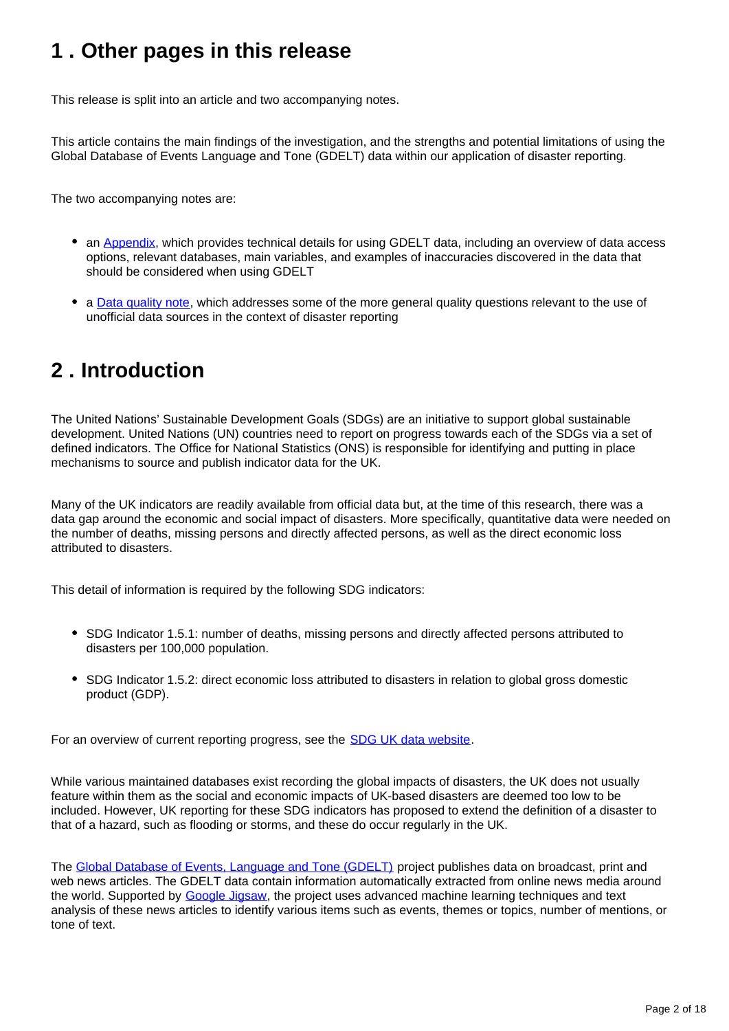## 1 . Other pages in this release

This release is split into an article and two accompanying notes.

This article contains the main findings of the investigation, and the strengths and potential limitations of using the Global Database of Events Language and Tone (GDELT) data within our application of disaster reporting.

The two accompanying notes are:

- an Appendix, which provides technical details for using GDELT data, including an overview of data access options, relevant databases, main variables, and examples of inaccuracies discovered in the data that should be considered when using GDELT
- a Data quality note, which addresses some of the more general quality questions relevant to the use of unofficial data sources in the context of disaster reporting

## 2 . Introduction

The United Nations' Sustainable Development Goals (SDGs) are an initiative to support global sustainable development. United Nations (UN) countries need to report on progress towards each of the SDGs via a set of defined indicators. The Office for National Statistics (ONS) is responsible for identifying and putting in place mechanisms to source and publish indicator data for the UK.

Many of the UK indicators are readily available from official data but, at the time of this research, there was a data gap around the economic and social impact of disasters. More specifically, quantitative data were needed on the number of deaths, missing persons and directly affected persons, as well as the direct economic loss attributed to disasters.

This detail of information is required by the following SDG indicators:

- SDG Indicator 1.5.1: number of deaths, missing persons and directly affected persons attributed to disasters per 100,000 population.
- SDG Indicator 1.5.2: direct economic loss attributed to disasters in relation to global gross domestic product (GDP).

For an overview of current reporting progress, see the SDG UK data website.

While various maintained databases exist recording the global impacts of disasters, the UK does not usually feature within them as the social and economic impacts of UK-based disasters are deemed too low to be included. However, UK reporting for these SDG indicators has proposed to extend the definition of a disaster to that of a hazard, such as flooding or storms, and these do occur regularly in the UK.

The Global Database of Events, Language and Tone (GDELT) project publishes data on broadcast, print and web news articles. The GDELT data contain information automatically extracted from online news media around the world. Supported by Google Jigsaw, the project uses advanced machine learning techniques and text analysis of these news articles to identify various items such as events, themes or topics, number of mentions, or tone of text.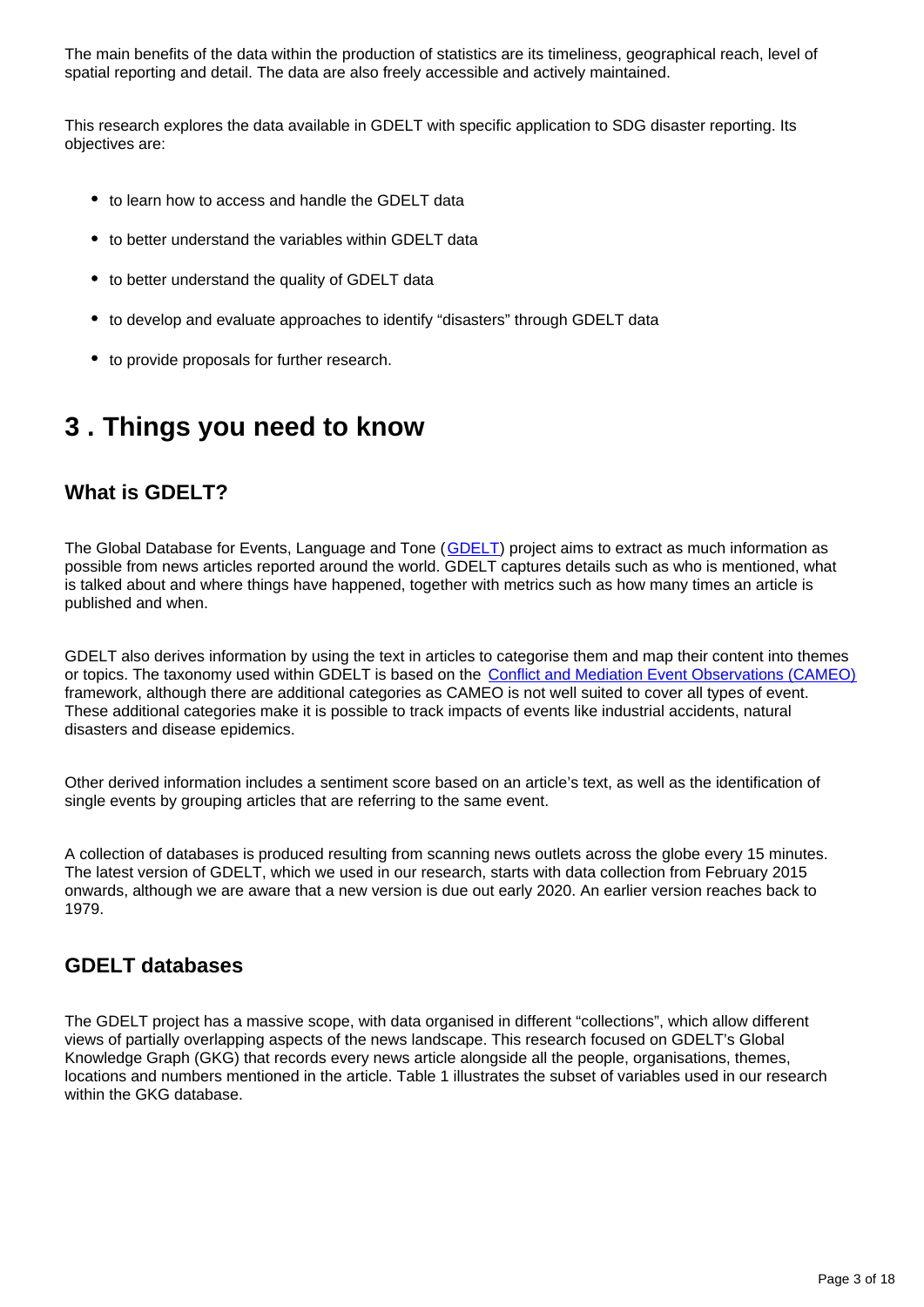The main benefits of the data within the production of statistics are its timeliness, geographical reach, level of spatial reporting and detail. The data are also freely accessible and actively maintained.

This research explores the data available in GDELT with specific application to SDG disaster reporting. Its objectives are:

- to learn how to access and handle the GDELT data
- to better understand the variables within GDELT data
- to better understand the quality of GDELT data
- to develop and evaluate approaches to identify "disasters" through GDELT data
- to provide proposals for further research.

## 3 . Things you need to know

### What is GDELT?

The Global Database for Events, Language and Tone (GDELT) project aims to extract as much information as possible from news articles reported around the world. GDELT captures details such as who is mentioned, what is talked about and where things have happened, together with metrics such as how many times an article is published and when.

GDELT also derives information by using the text in articles to categorise them and map their content into themes or topics. The taxonomy used within GDELT is based on the Conflict and Mediation Event Observations (CAMEO) framework, although there are additional categories as CAMEO is not well suited to cover all types of event. These additional categories make it is possible to track impacts of events like industrial accidents, natural disasters and disease epidemics.

Other derived information includes a sentiment score based on an article's text, as well as the identification of single events by grouping articles that are referring to the same event.

A collection of databases is produced resulting from scanning news outlets across the globe every 15 minutes. The latest version of GDELT, which we used in our research, starts with data collection from February 2015 onwards, although we are aware that a new version is due out early 2020. An earlier version reaches back to 1979.

### GDELT databases

The GDELT project has a massive scope, with data organised in different "collections", which allow different views of partially overlapping aspects of the news landscape. This research focused on GDELT's Global Knowledge Graph (GKG) that records every news article alongside all the people, organisations, themes, locations and numbers mentioned in the article. Table 1 illustrates the subset of variables used in our research within the GKG database.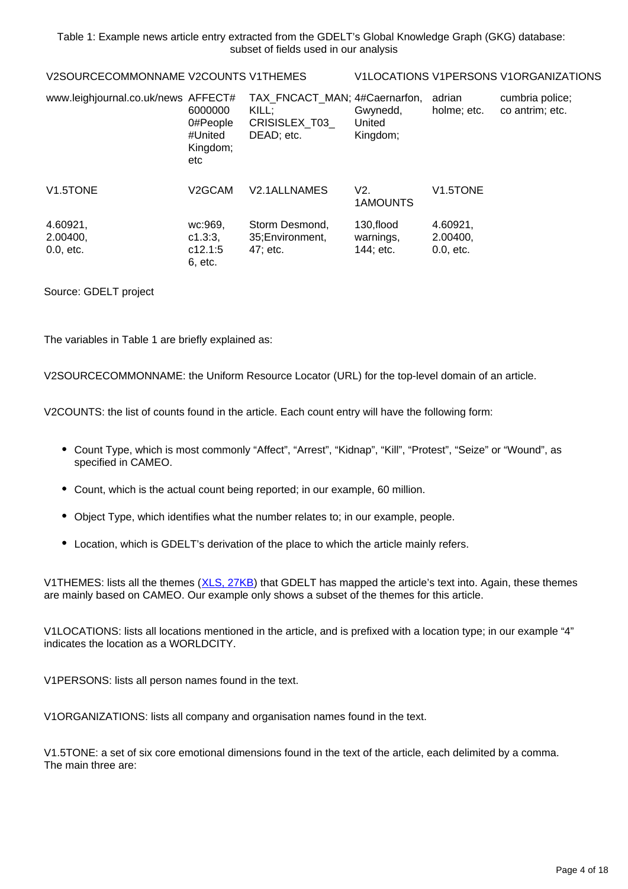Table 1: Example news article entry extracted from the GDELT's Global Knowledge Graph (GKG) database: subset of fields used in our analysis

| V2SOURCECOMMONNAME | V2COUNTS | V1THEMES | V1LOCATIONS | V1PERSONS | V1ORGANIZATIONS |
|---|---|---|---|---|---|
| www.leighjournal.co.uk/news | AFFECT#60000000#People#United Kingdom; etc | TAX_FNCACT_MAN; KILL; CRISISLEX_T03_DEAD; etc. | 4#Caernarfon, Gwynedd, United Kingdom; | adrian holme; etc. | cumbria police; co antrim; etc. |
| V1.5TONE | V2GCAM | V2.1ALLNAMES | V2.1AMOUNTS | V1.5TONE | |
| 4.60921, 2.00400, 0.0, etc. | wc:969, c1.3:3, c12.1:56, etc. | Storm Desmond, 35;Environment, 47; etc. | 130,flood warnings, 144; etc. | 4.60921, 2.00400, 0.0, etc. | |

Source: GDELT project

The variables in Table 1 are briefly explained as:

V2SOURCECOMMONNAME: the Uniform Resource Locator (URL) for the top-level domain of an article.

V2COUNTS: the list of counts found in the article. Each count entry will have the following form:

- Count Type, which is most commonly "Affect", "Arrest", "Kidnap", "Kill", "Protest", "Seize" or "Wound", as specified in CAMEO.
- Count, which is the actual count being reported; in our example, 60 million.
- Object Type, which identifies what the number relates to; in our example, people.
- Location, which is GDELT's derivation of the place to which the article mainly refers.

V1THEMES: lists all the themes (XLS, 27KB) that GDELT has mapped the article's text into. Again, these themes are mainly based on CAMEO. Our example only shows a subset of the themes for this article.

V1LOCATIONS: lists all locations mentioned in the article, and is prefixed with a location type; in our example "4" indicates the location as a WORLDCITY.

V1PERSONS: lists all person names found in the text.

V1ORGANIZATIONS: lists all company and organisation names found in the text.

V1.5TONE: a set of six core emotional dimensions found in the text of the article, each delimited by a comma. The main three are: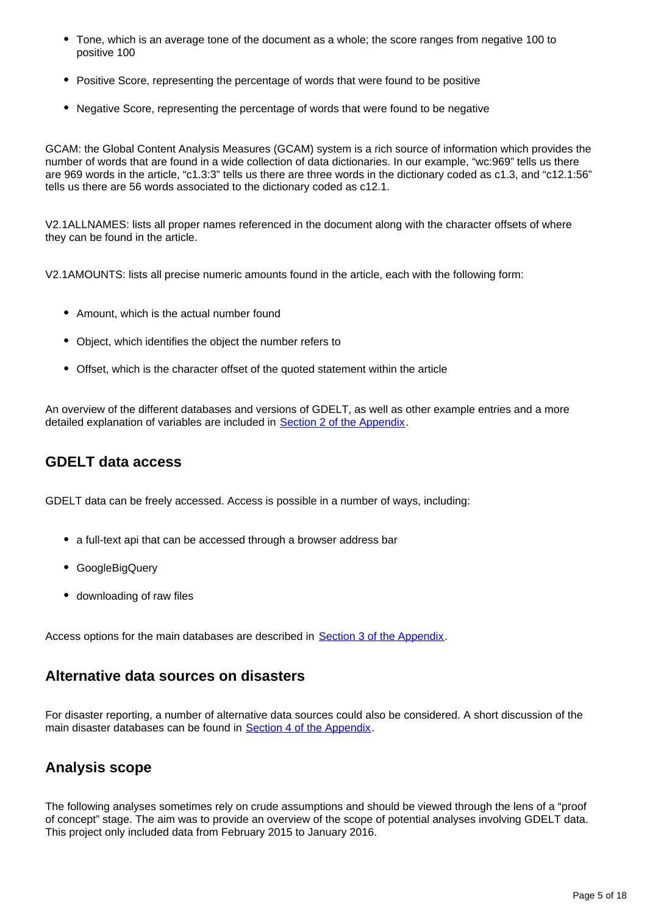- Tone, which is an average tone of the document as a whole; the score ranges from negative 100 to positive 100
- Positive Score, representing the percentage of words that were found to be positive
- Negative Score, representing the percentage of words that were found to be negative

GCAM: the Global Content Analysis Measures (GCAM) system is a rich source of information which provides the number of words that are found in a wide collection of data dictionaries. In our example, "wc:969" tells us there are 969 words in the article, "c1.3:3" tells us there are three words in the dictionary coded as c1.3, and "c12.1:56" tells us there are 56 words associated to the dictionary coded as c12.1.

V2.1ALLNAMES: lists all proper names referenced in the document along with the character offsets of where they can be found in the article.

V2.1AMOUNTS: lists all precise numeric amounts found in the article, each with the following form:

- Amount, which is the actual number found
- Object, which identifies the object the number refers to
- Offset, which is the character offset of the quoted statement within the article

An overview of the different databases and versions of GDELT, as well as other example entries and a more detailed explanation of variables are included in Section 2 of the Appendix.

## GDELT data access

GDELT data can be freely accessed. Access is possible in a number of ways, including:

- a full-text api that can be accessed through a browser address bar
- GoogleBigQuery
- downloading of raw files

Access options for the main databases are described in Section 3 of the Appendix.

## Alternative data sources on disasters

For disaster reporting, a number of alternative data sources could also be considered. A short discussion of the main disaster databases can be found in Section 4 of the Appendix.

## Analysis scope

The following analyses sometimes rely on crude assumptions and should be viewed through the lens of a "proof of concept" stage. The aim was to provide an overview of the scope of potential analyses involving GDELT data. This project only included data from February 2015 to January 2016.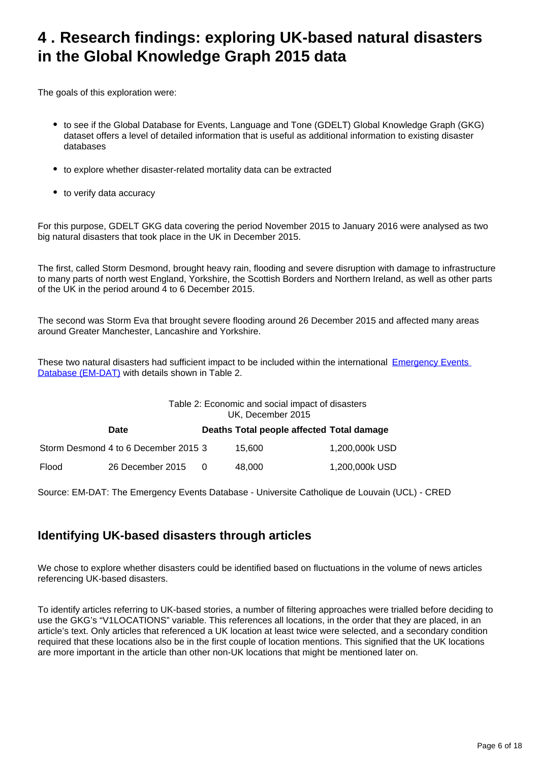# 4 . Research findings: exploring UK-based natural disasters in the Global Knowledge Graph 2015 data

The goals of this exploration were:

- to see if the Global Database for Events, Language and Tone (GDELT) Global Knowledge Graph (GKG) dataset offers a level of detailed information that is useful as additional information to existing disaster databases
- to explore whether disaster-related mortality data can be extracted
- to verify data accuracy

For this purpose, GDELT GKG data covering the period November 2015 to January 2016 were analysed as two big natural disasters that took place in the UK in December 2015.

The first, called Storm Desmond, brought heavy rain, flooding and severe disruption with damage to infrastructure to many parts of north west England, Yorkshire, the Scottish Borders and Northern Ireland, as well as other parts of the UK in the period around 4 to 6 December 2015.

The second was Storm Eva that brought severe flooding around 26 December 2015 and affected many areas around Greater Manchester, Lancashire and Yorkshire.

These two natural disasters had sufficient impact to be included within the international Emergency Events Database (EM-DAT) with details shown in Table 2.

Table 2: Economic and social impact of disasters
UK, December 2015

| | Date | Deaths | Total people affected | Total damage |
|---|---|---|---|---|
| Storm Desmond | 4 to 6 December 2015 | 3 | 15,600 | 1,200,000k USD |
| Flood | 26 December 2015 | 0 | 48,000 | 1,200,000k USD |

Source: EM-DAT: The Emergency Events Database - Universite Catholique de Louvain (UCL) - CRED

## Identifying UK-based disasters through articles

We chose to explore whether disasters could be identified based on fluctuations in the volume of news articles referencing UK-based disasters.

To identify articles referring to UK-based stories, a number of filtering approaches were trialled before deciding to use the GKG's "V1LOCATIONS" variable. This references all locations, in the order that they are placed, in an article's text. Only articles that referenced a UK location at least twice were selected, and a secondary condition required that these locations also be in the first couple of location mentions. This signified that the UK locations are more important in the article than other non-UK locations that might be mentioned later on.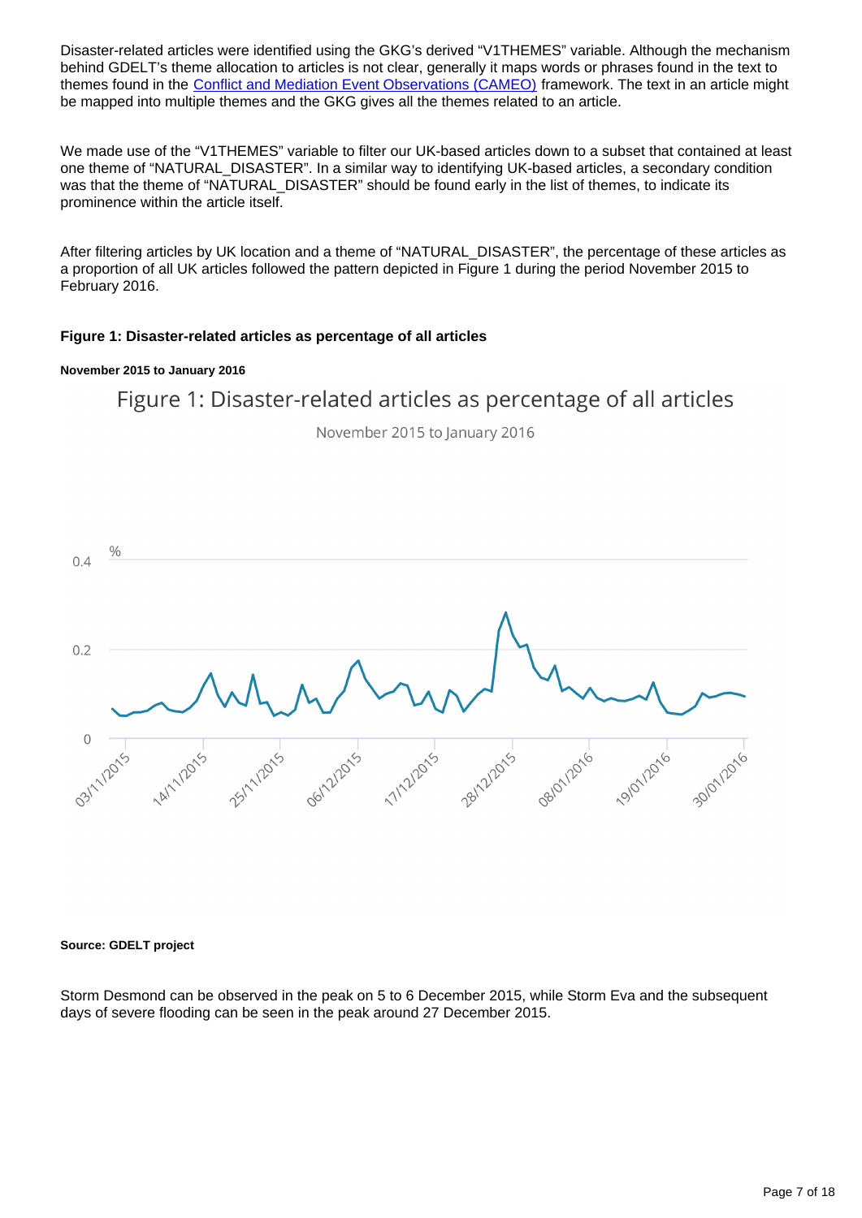Disaster-related articles were identified using the GKG's derived "V1THEMES" variable. Although the mechanism behind GDELT's theme allocation to articles is not clear, generally it maps words or phrases found in the text to themes found in the [Conflict and Mediation Event Observations (CAMEO)](#) framework. The text in an article might be mapped into multiple themes and the GKG gives all the themes related to an article.

We made use of the "V1THEMES" variable to filter our UK-based articles down to a subset that contained at least one theme of "NATURAL_DISASTER". In a similar way to identifying UK-based articles, a secondary condition was that the theme of "NATURAL_DISASTER" should be found early in the list of themes, to indicate its prominence within the article itself.

After filtering articles by UK location and a theme of "NATURAL_DISASTER", the percentage of these articles as a proportion of all UK articles followed the pattern depicted in Figure 1 during the period November 2015 to February 2016.

**Figure 1: Disaster-related articles as percentage of all articles**

**November 2015 to January 2016**

Figure 1: Disaster-related articles as percentage of all articles

November 2015 to January 2016

**Source: GDELT project**

Storm Desmond can be observed in the peak on 5 to 6 December 2015, while Storm Eva and the subsequent days of severe flooding can be seen in the peak around 27 December 2015.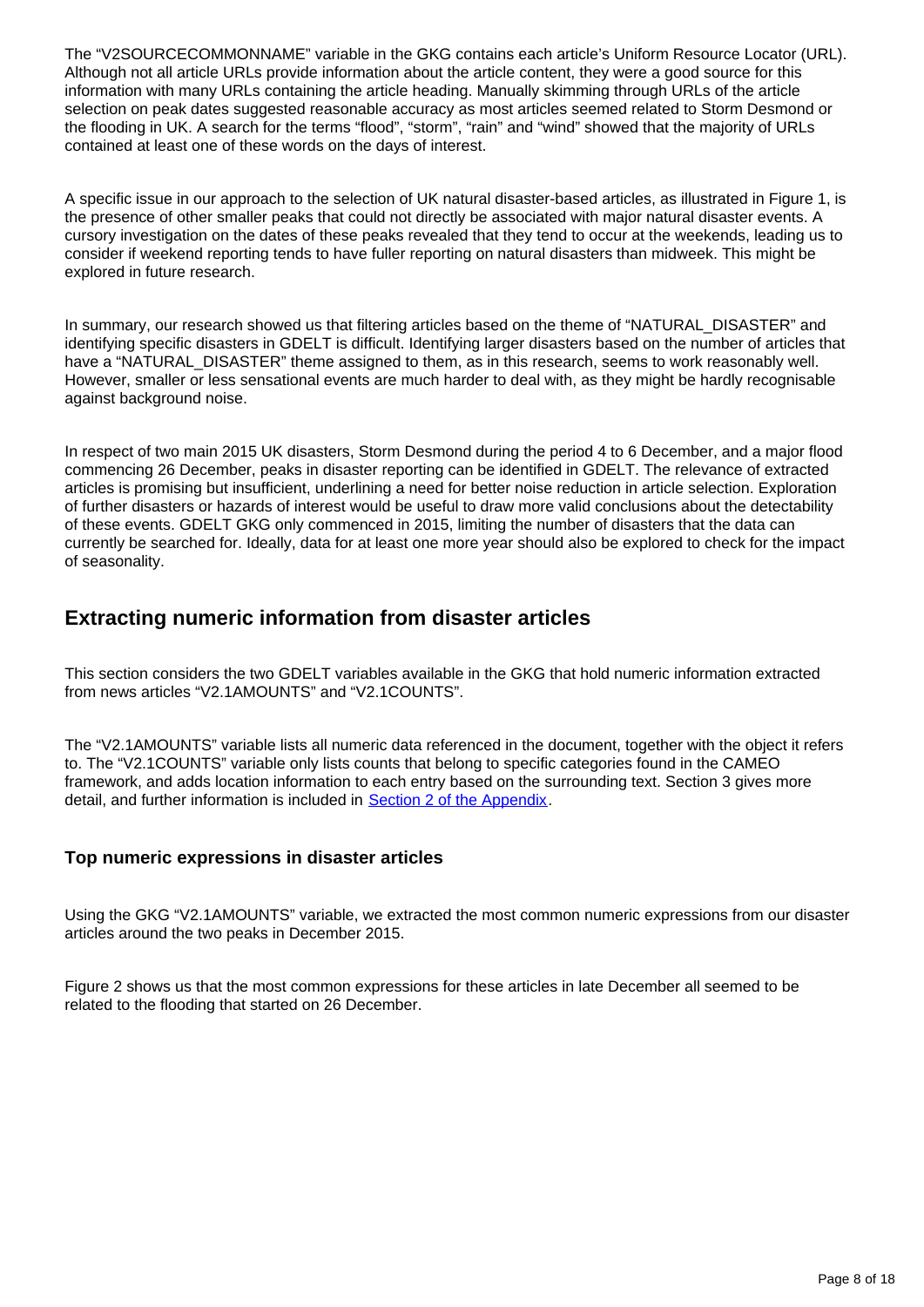The "V2SOURCECOMMONNAME" variable in the GKG contains each article's Uniform Resource Locator (URL). Although not all article URLs provide information about the article content, they were a good source for this information with many URLs containing the article heading. Manually skimming through URLs of the article selection on peak dates suggested reasonable accuracy as most articles seemed related to Storm Desmond or the flooding in UK. A search for the terms "flood", "storm", "rain" and "wind" showed that the majority of URLs contained at least one of these words on the days of interest.

A specific issue in our approach to the selection of UK natural disaster-based articles, as illustrated in Figure 1, is the presence of other smaller peaks that could not directly be associated with major natural disaster events. A cursory investigation on the dates of these peaks revealed that they tend to occur at the weekends, leading us to consider if weekend reporting tends to have fuller reporting on natural disasters than midweek. This might be explored in future research.

In summary, our research showed us that filtering articles based on the theme of "NATURAL_DISASTER" and identifying specific disasters in GDELT is difficult. Identifying larger disasters based on the number of articles that have a "NATURAL_DISASTER" theme assigned to them, as in this research, seems to work reasonably well. However, smaller or less sensational events are much harder to deal with, as they might be hardly recognisable against background noise.

In respect of two main 2015 UK disasters, Storm Desmond during the period 4 to 6 December, and a major flood commencing 26 December, peaks in disaster reporting can be identified in GDELT. The relevance of extracted articles is promising but insufficient, underlining a need for better noise reduction in article selection. Exploration of further disasters or hazards of interest would be useful to draw more valid conclusions about the detectability of these events. GDELT GKG only commenced in 2015, limiting the number of disasters that the data can currently be searched for. Ideally, data for at least one more year should also be explored to check for the impact of seasonality.

## Extracting numeric information from disaster articles

This section considers the two GDELT variables available in the GKG that hold numeric information extracted from news articles "V2.1AMOUNTS" and "V2.1COUNTS".

The "V2.1AMOUNTS" variable lists all numeric data referenced in the document, together with the object it refers to. The "V2.1COUNTS" variable only lists counts that belong to specific categories found in the CAMEO framework, and adds location information to each entry based on the surrounding text. Section 3 gives more detail, and further information is included in Section 2 of the Appendix.

### Top numeric expressions in disaster articles

Using the GKG "V2.1AMOUNTS" variable, we extracted the most common numeric expressions from our disaster articles around the two peaks in December 2015.

Figure 2 shows us that the most common expressions for these articles in late December all seemed to be related to the flooding that started on 26 December.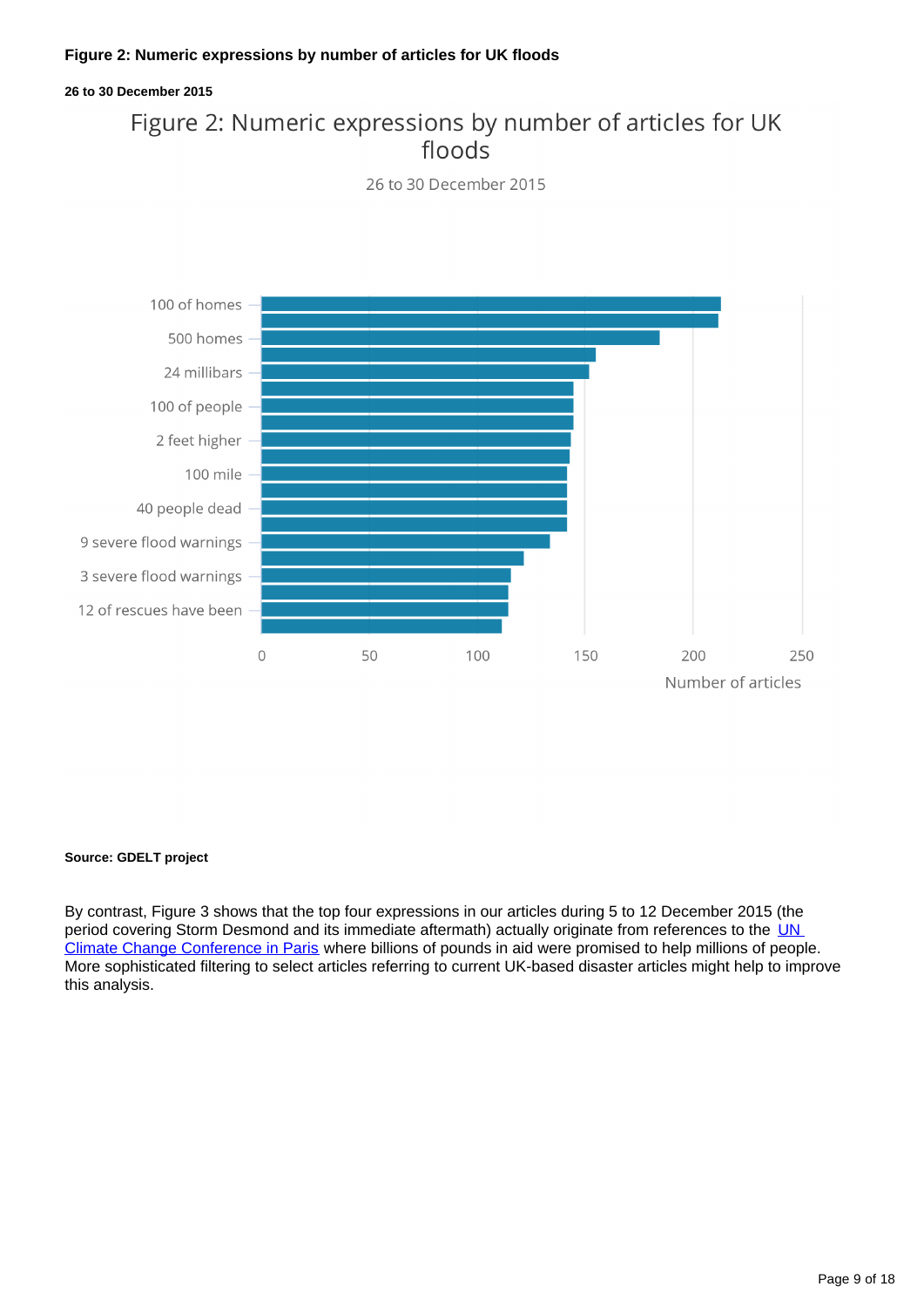**Figure 2: Numeric expressions by number of articles for UK floods**

**26 to 30 December 2015**

Figure 2: Numeric expressions by number of articles for UK floods

26 to 30 December 2015

| Expression | Number of articles (approx.) |
|---|---|
| 100 of homes | 213 |
| | 212 |
| 500 homes | 184 |
| | 155 |
| 24 millibars | 152 |
| | 145 |
| 100 of people | 145 |
| | 145 |
| 2 feet higher | 143 |
| | 143 |
| 100 mile | 142 |
| | 142 |
| 40 people dead | 142 |
| | 142 |
| 9 severe flood warnings | 134 |
| | 122 |
| 3 severe flood warnings | 116 |
| | 114 |
| 12 of rescues have been | 114 |
| | 111 |

**Source: GDELT project**

By contrast, Figure 3 shows that the top four expressions in our articles during 5 to 12 December 2015 (the period covering Storm Desmond and its immediate aftermath) actually originate from references to the UN Climate Change Conference in Paris where billions of pounds in aid were promised to help millions of people. More sophisticated filtering to select articles referring to current UK-based disaster articles might help to improve this analysis.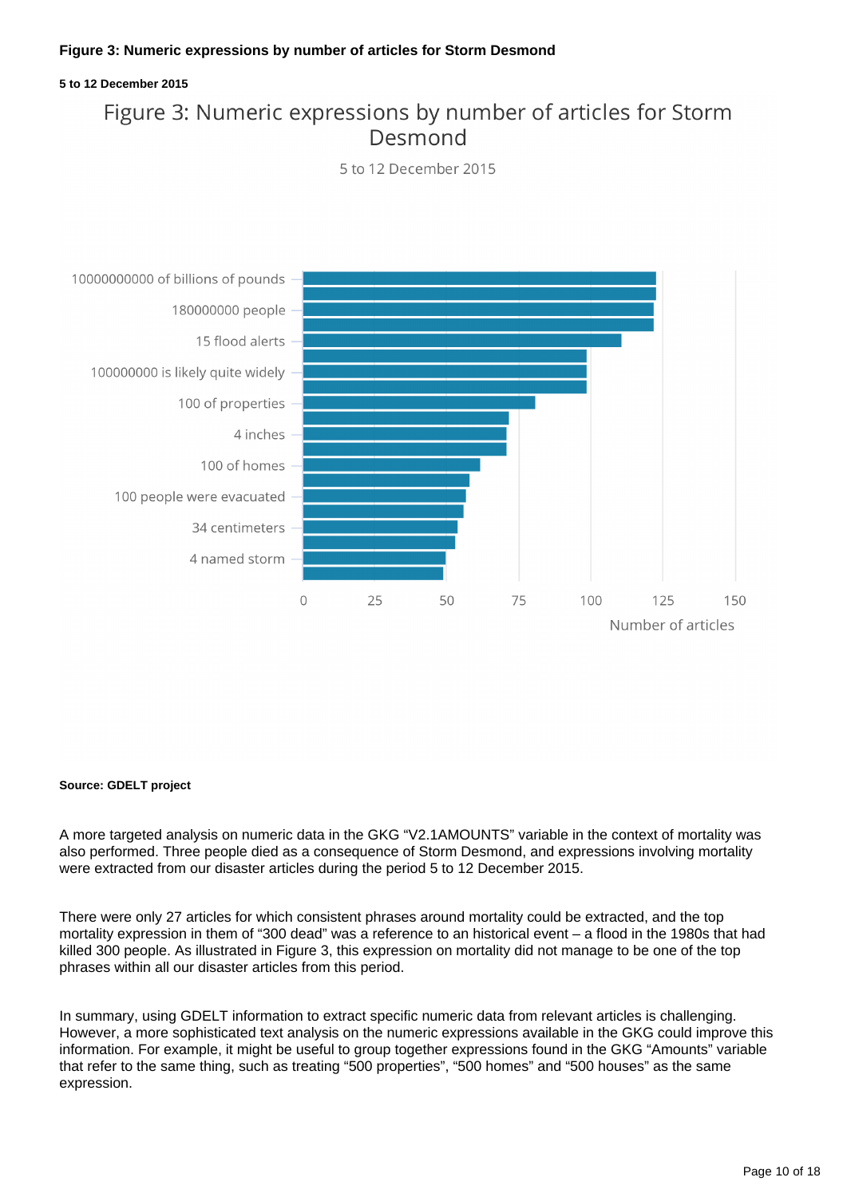**Figure 3: Numeric expressions by number of articles for Storm Desmond**

**5 to 12 December 2015**

Figure 3: Numeric expressions by number of articles for Storm Desmond

5 to 12 December 2015

10000000000 of billions of pounds

180000000 people

15 flood alerts

100000000 is likely quite widely

100 of properties

4 inches

100 of homes

100 people were evacuated

34 centimeters

4 named storm

0 25 50 75 100 125 150

Number of articles

**Source: GDELT project**

A more targeted analysis on numeric data in the GKG "V2.1AMOUNTS" variable in the context of mortality was also performed. Three people died as a consequence of Storm Desmond, and expressions involving mortality were extracted from our disaster articles during the period 5 to 12 December 2015.

There were only 27 articles for which consistent phrases around mortality could be extracted, and the top mortality expression in them of "300 dead" was a reference to an historical event – a flood in the 1980s that had killed 300 people. As illustrated in Figure 3, this expression on mortality did not manage to be one of the top phrases within all our disaster articles from this period.

In summary, using GDELT information to extract specific numeric data from relevant articles is challenging. However, a more sophisticated text analysis on the numeric expressions available in the GKG could improve this information. For example, it might be useful to group together expressions found in the GKG "Amounts" variable that refer to the same thing, such as treating "500 properties", "500 homes" and "500 houses" as the same expression.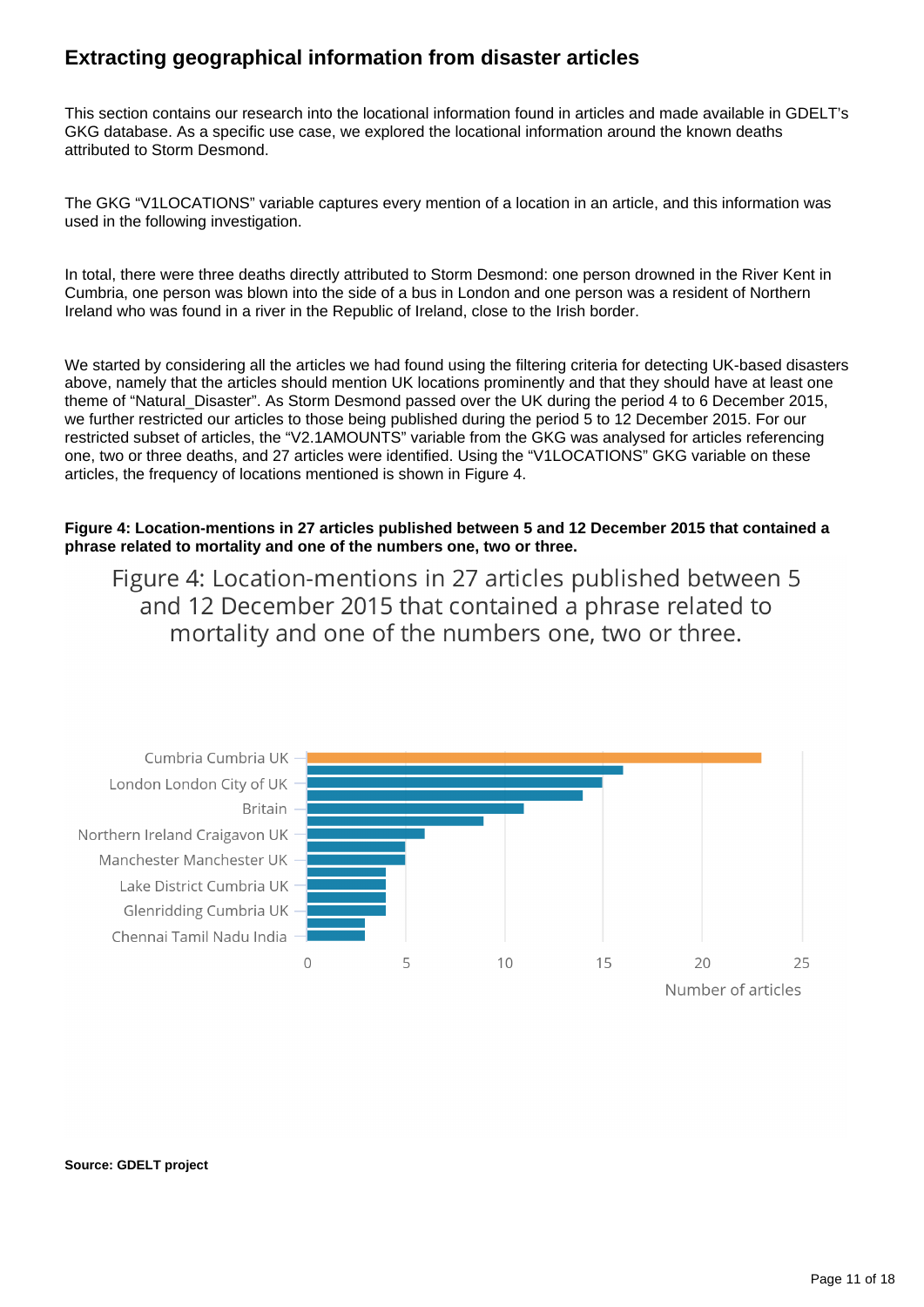## Extracting geographical information from disaster articles

This section contains our research into the locational information found in articles and made available in GDELT's GKG database. As a specific use case, we explored the locational information around the known deaths attributed to Storm Desmond.

The GKG "V1LOCATIONS" variable captures every mention of a location in an article, and this information was used in the following investigation.

In total, there were three deaths directly attributed to Storm Desmond: one person drowned in the River Kent in Cumbria, one person was blown into the side of a bus in London and one person was a resident of Northern Ireland who was found in a river in the Republic of Ireland, close to the Irish border.

We started by considering all the articles we had found using the filtering criteria for detecting UK-based disasters above, namely that the articles should mention UK locations prominently and that they should have at least one theme of "Natural_Disaster". As Storm Desmond passed over the UK during the period 4 to 6 December 2015, we further restricted our articles to those being published during the period 5 to 12 December 2015. For our restricted subset of articles, the "V2.1AMOUNTS" variable from the GKG was analysed for articles referencing one, two or three deaths, and 27 articles were identified. Using the "V1LOCATIONS" GKG variable on these articles, the frequency of locations mentioned is shown in Figure 4.

**Figure 4: Location-mentions in 27 articles published between 5 and 12 December 2015 that contained a phrase related to mortality and one of the numbers one, two or three.**

Figure 4: Location-mentions in 27 articles published between 5 and 12 December 2015 that contained a phrase related to mortality and one of the numbers one, two or three.

| Location | Number of articles (approx.) |
|---|---|
| Cumbria Cumbria UK | 23 |
| | 16 |
| London London City of UK | 15 |
| | 14 |
| Britain | 11 |
| | 9 |
| Northern Ireland Craigavon UK | 6 |
| | 5 |
| Manchester Manchester UK | 5 |
| | 4 |
| Lake District Cumbria UK | 4 |
| | 4 |
| Glenridding Cumbria UK | 4 |
| | 3 |
| Chennai Tamil Nadu India | 3 |

**Source: GDELT project**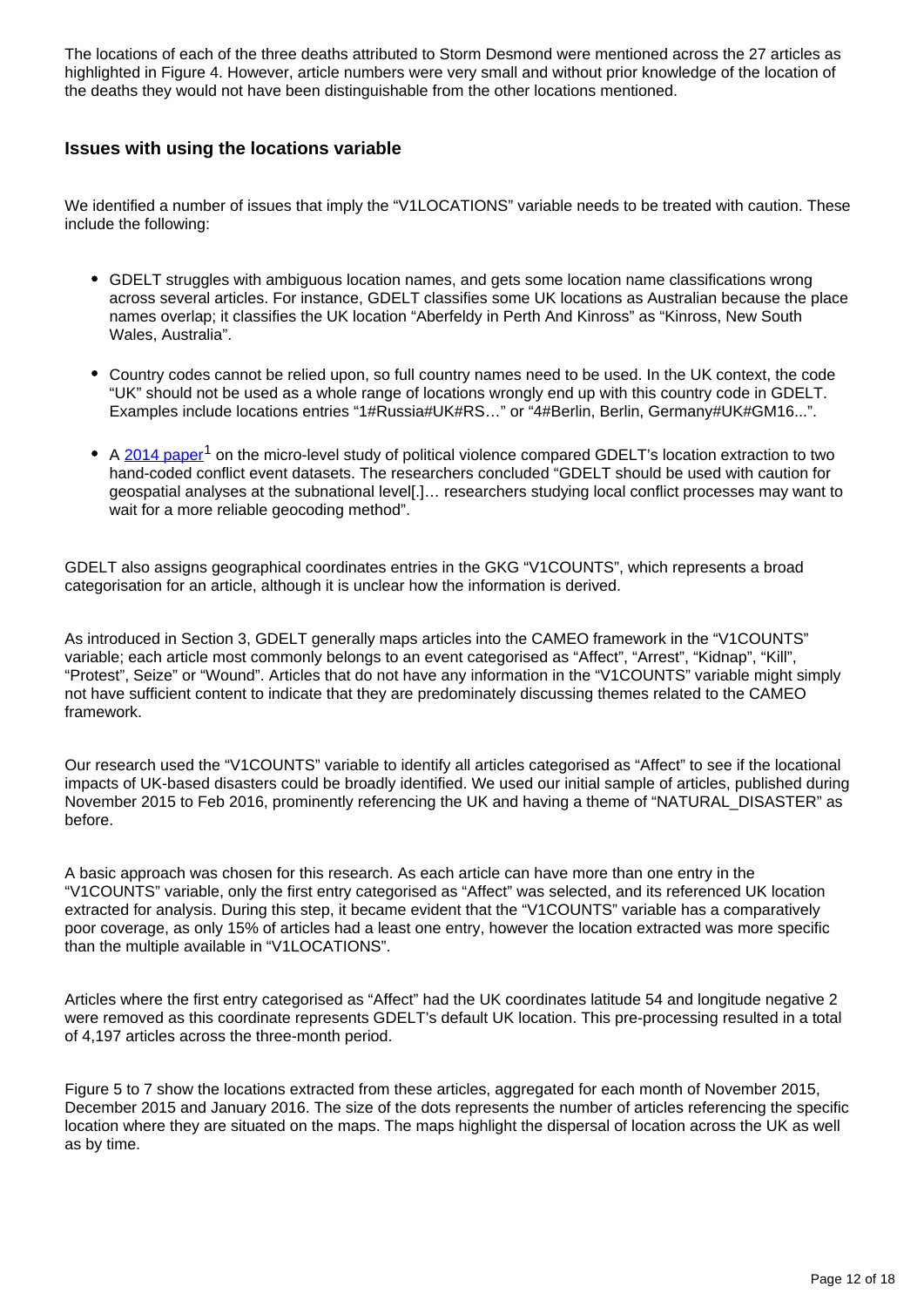The locations of each of the three deaths attributed to Storm Desmond were mentioned across the 27 articles as highlighted in Figure 4. However, article numbers were very small and without prior knowledge of the location of the deaths they would not have been distinguishable from the other locations mentioned.

### Issues with using the locations variable

We identified a number of issues that imply the "V1LOCATIONS" variable needs to be treated with caution. These include the following:

- GDELT struggles with ambiguous location names, and gets some location name classifications wrong across several articles. For instance, GDELT classifies some UK locations as Australian because the place names overlap; it classifies the UK location "Aberfeldy in Perth And Kinross" as "Kinross, New South Wales, Australia".
- Country codes cannot be relied upon, so full country names need to be used. In the UK context, the code "UK" should not be used as a whole range of locations wrongly end up with this country code in GDELT. Examples include locations entries "1#Russia#UK#RS…" or "4#Berlin, Berlin, Germany#UK#GM16...".
- A 2014 paper[1] on the micro-level study of political violence compared GDELT's location extraction to two hand-coded conflict event datasets. The researchers concluded "GDELT should be used with caution for geospatial analyses at the subnational level[.]… researchers studying local conflict processes may want to wait for a more reliable geocoding method".

GDELT also assigns geographical coordinates entries in the GKG "V1COUNTS", which represents a broad categorisation for an article, although it is unclear how the information is derived.

As introduced in Section 3, GDELT generally maps articles into the CAMEO framework in the "V1COUNTS" variable; each article most commonly belongs to an event categorised as "Affect", "Arrest", "Kidnap", "Kill", "Protest", Seize" or "Wound". Articles that do not have any information in the "V1COUNTS" variable might simply not have sufficient content to indicate that they are predominately discussing themes related to the CAMEO framework.

Our research used the "V1COUNTS" variable to identify all articles categorised as "Affect" to see if the locational impacts of UK-based disasters could be broadly identified. We used our initial sample of articles, published during November 2015 to Feb 2016, prominently referencing the UK and having a theme of "NATURAL_DISASTER" as before.

A basic approach was chosen for this research. As each article can have more than one entry in the "V1COUNTS" variable, only the first entry categorised as "Affect" was selected, and its referenced UK location extracted for analysis. During this step, it became evident that the "V1COUNTS" variable has a comparatively poor coverage, as only 15% of articles had a least one entry, however the location extracted was more specific than the multiple available in "V1LOCATIONS".

Articles where the first entry categorised as "Affect" had the UK coordinates latitude 54 and longitude negative 2 were removed as this coordinate represents GDELT's default UK location. This pre-processing resulted in a total of 4,197 articles across the three-month period.

Figure 5 to 7 show the locations extracted from these articles, aggregated for each month of November 2015, December 2015 and January 2016. The size of the dots represents the number of articles referencing the specific location where they are situated on the maps. The maps highlight the dispersal of location across the UK as well as by time.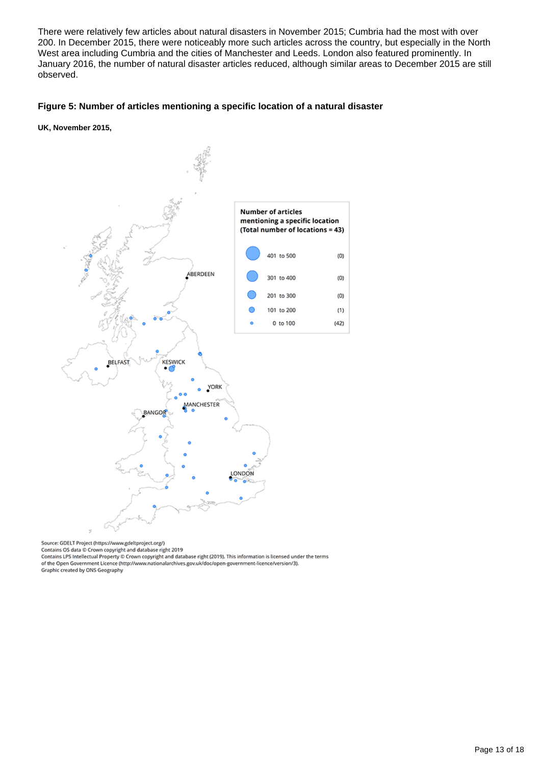There were relatively few articles about natural disasters in November 2015; Cumbria had the most with over 200. In December 2015, there were noticeably more such articles across the country, but especially in the North West area including Cumbria and the cities of Manchester and Leeds. London also featured prominently. In January 2016, the number of natural disaster articles reduced, although similar areas to December 2015 are still observed.

### Figure 5: Number of articles mentioning a specific location of a natural disaster

**UK, November 2015,**

Number of articles mentioning a specific location (Total number of locations = 43)

| Range | Count |
|---|---|
| 401 to 500 | (0) |
| 301 to 400 | (0) |
| 201 to 300 | (0) |
| 101 to 200 | (1) |
| 0 to 100 | (42) |

ABERDEEN, BELFAST, KESWICK, YORK, MANCHESTER, BANGOR, LONDON

Source: GDELT Project (https://www.gdeltproject.org/)
Contains OS data © Crown copyright and database right 2019
Contains LPS Intellectual Property © Crown copyright and database right (2019). This information is licensed under the terms of the Open Government Licence (http://www.nationalarchives.gov.uk/doc/open-government-licence/version/3).
Graphic created by ONS Geography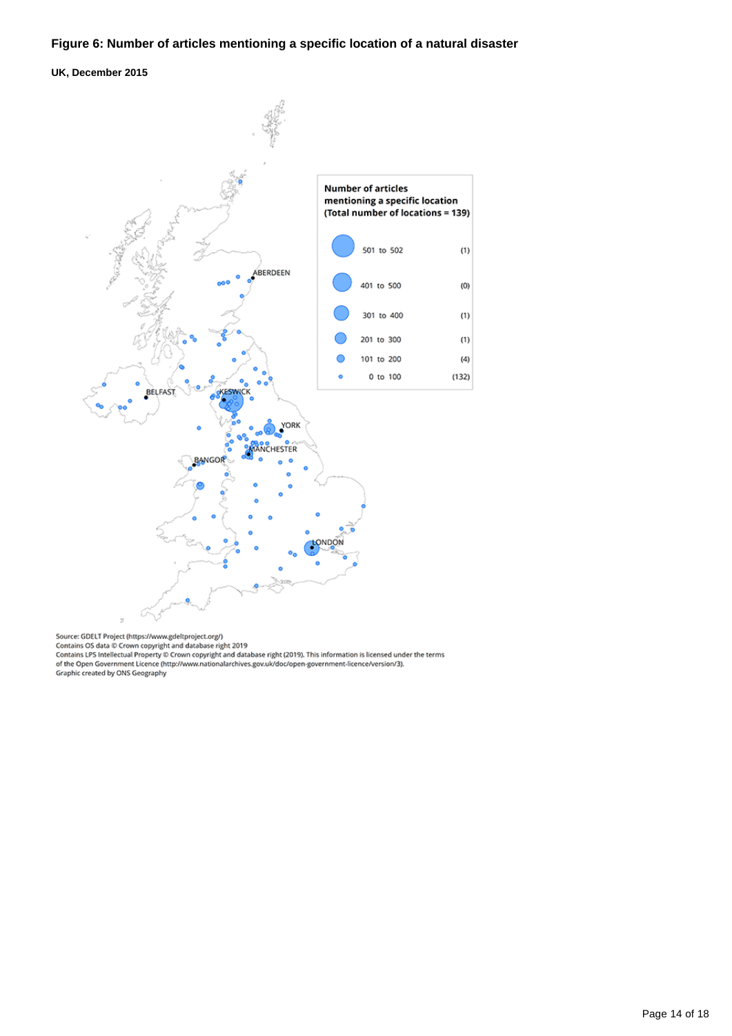### Figure 6: Number of articles mentioning a specific location of a natural disaster

**UK, December 2015**

Number of articles mentioning a specific location (Total number of locations = 139)

| Range | Count |
|---|---|
| 501 to 502 | (1) |
| 401 to 500 | (0) |
| 301 to 400 | (1) |
| 201 to 300 | (1) |
| 101 to 200 | (4) |
| 0 to 100 | (132) |

ABERDEEN, BELFAST, KESWICK, YORK, MANCHESTER, BANGOR, LONDON

Source: GDELT Project (https://www.gdeltproject.org/)
Contains OS data © Crown copyright and database right 2019
Contains LPS Intellectual Property © Crown copyright and database right (2019). This information is licensed under the terms of the Open Government Licence (http://www.nationalarchives.gov.uk/doc/open-government-licence/version/3).
Graphic created by ONS Geography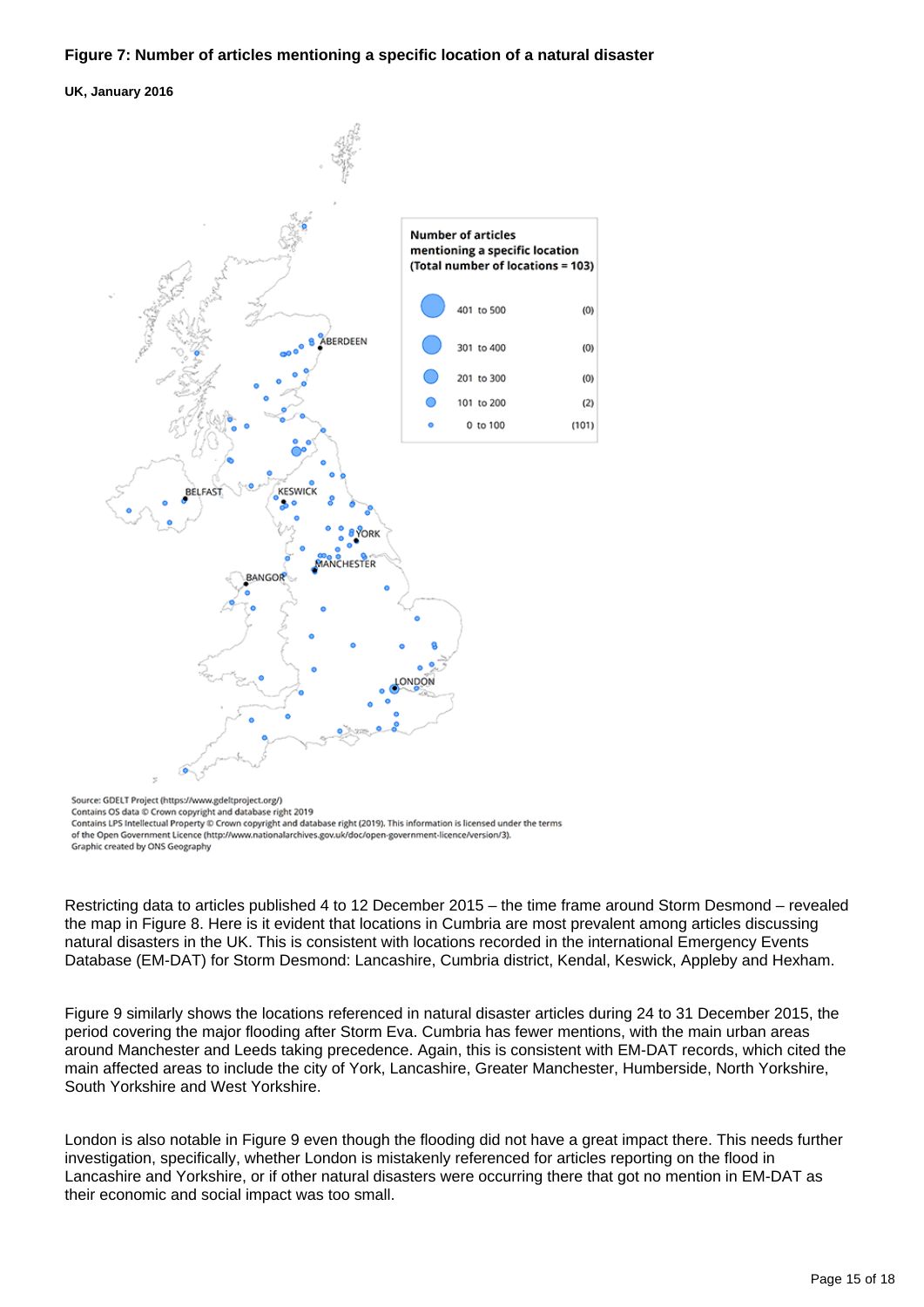**Figure 7: Number of articles mentioning a specific location of a natural disaster**

**UK, January 2016**

Number of articles mentioning a specific location (Total number of locations = 103)

| Number of articles | Locations |
|---|---|
| 401 to 500 | (0) |
| 301 to 400 | (0) |
| 201 to 300 | (0) |
| 101 to 200 | (2) |
| 0 to 100 | (101) |

Source: GDELT Project (https://www.gdeltproject.org/)
Contains OS data © Crown copyright and database right 2019
Contains LPS Intellectual Property © Crown copyright and database right (2019). This information is licensed under the terms of the Open Government Licence (http://www.nationalarchives.gov.uk/doc/open-government-licence/version/3).
Graphic created by ONS Geography

Restricting data to articles published 4 to 12 December 2015 – the time frame around Storm Desmond – revealed the map in Figure 8. Here is it evident that locations in Cumbria are most prevalent among articles discussing natural disasters in the UK. This is consistent with locations recorded in the international Emergency Events Database (EM-DAT) for Storm Desmond: Lancashire, Cumbria district, Kendal, Keswick, Appleby and Hexham.

Figure 9 similarly shows the locations referenced in natural disaster articles during 24 to 31 December 2015, the period covering the major flooding after Storm Eva. Cumbria has fewer mentions, with the main urban areas around Manchester and Leeds taking precedence. Again, this is consistent with EM-DAT records, which cited the main affected areas to include the city of York, Lancashire, Greater Manchester, Humberside, North Yorkshire, South Yorkshire and West Yorkshire.

London is also notable in Figure 9 even though the flooding did not have a great impact there. This needs further investigation, specifically, whether London is mistakenly referenced for articles reporting on the flood in Lancashire and Yorkshire, or if other natural disasters were occurring there that got no mention in EM-DAT as their economic and social impact was too small.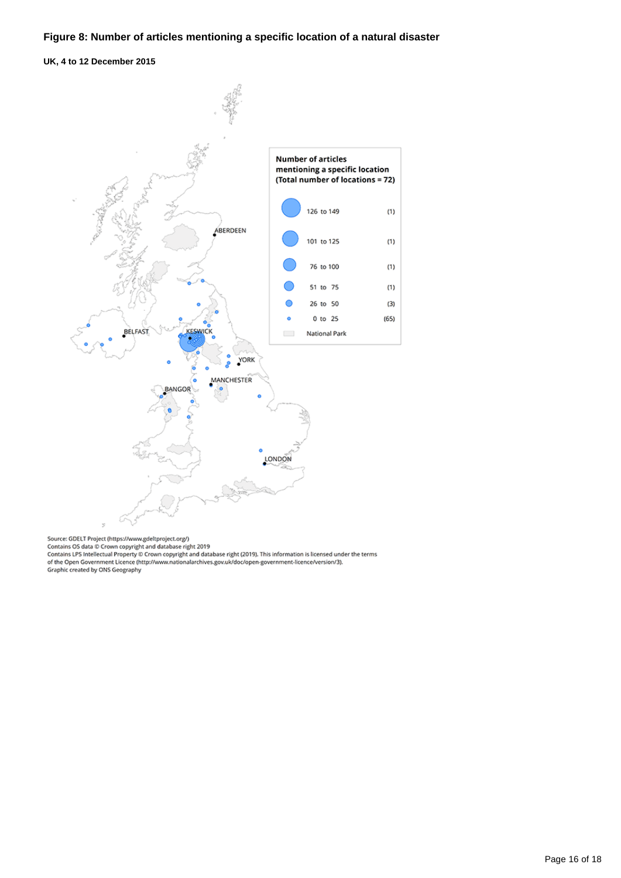### Figure 8: Number of articles mentioning a specific location of a natural disaster

**UK, 4 to 12 December 2015**

Number of articles mentioning a specific location (Total number of locations = 72)

| Number of articles | Locations |
|---|---|
| 126 to 149 | (1) |
| 101 to 125 | (1) |
| 76 to 100 | (1) |
| 51 to 75 | (1) |
| 26 to 50 | (3) |
| 0 to 25 | (65) |
| National Park | |

ABERDEEN, BELFAST, KESWICK, YORK, MANCHESTER, BANGOR, LONDON

Source: GDELT Project (https://www.gdeltproject.org/)
Contains OS data © Crown copyright and database right 2019
Contains LPS Intellectual Property © Crown copyright and database right (2019). This information is licensed under the terms of the Open Government Licence (http://www.nationalarchives.gov.uk/doc/open-government-licence/version/3).
Graphic created by ONS Geography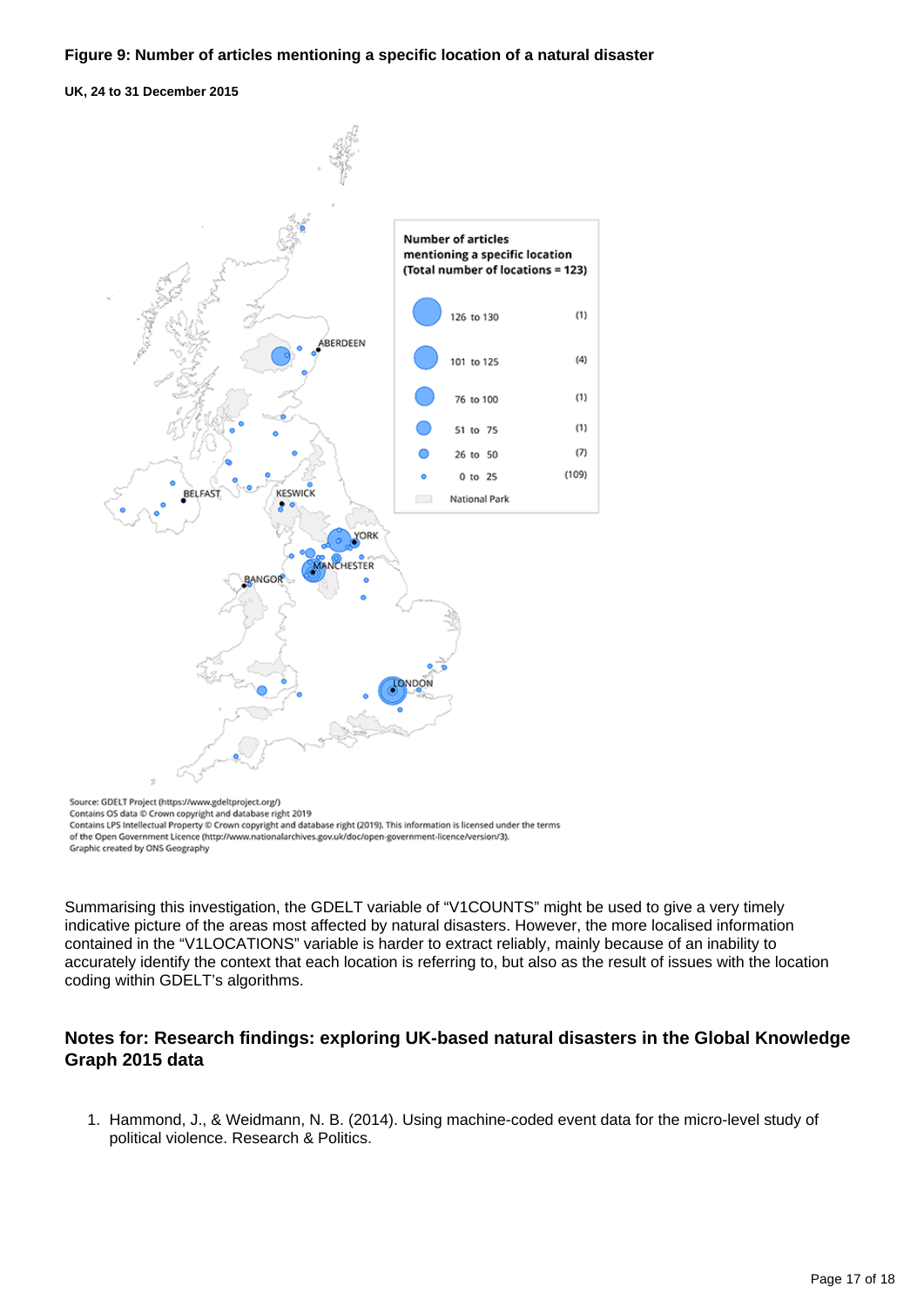**Figure 9: Number of articles mentioning a specific location of a natural disaster**

**UK, 24 to 31 December 2015**

Source: GDELT Project (https://www.gdeltproject.org/)
Contains OS data © Crown copyright and database right 2019
Contains LPS Intellectual Property © Crown copyright and database right (2019). This information is licensed under the terms of the Open Government Licence (http://www.nationalarchives.gov.uk/doc/open-government-licence/version/3).
Graphic created by ONS Geography

Summarising this investigation, the GDELT variable of "V1COUNTS" might be used to give a very timely indicative picture of the areas most affected by natural disasters. However, the more localised information contained in the "V1LOCATIONS" variable is harder to extract reliably, mainly because of an inability to accurately identify the context that each location is referring to, but also as the result of issues with the location coding within GDELT's algorithms.

## Notes for: Research findings: exploring UK-based natural disasters in the Global Knowledge Graph 2015 data

1. Hammond, J., & Weidmann, N. B. (2014). Using machine-coded event data for the micro-level study of political violence. Research & Politics.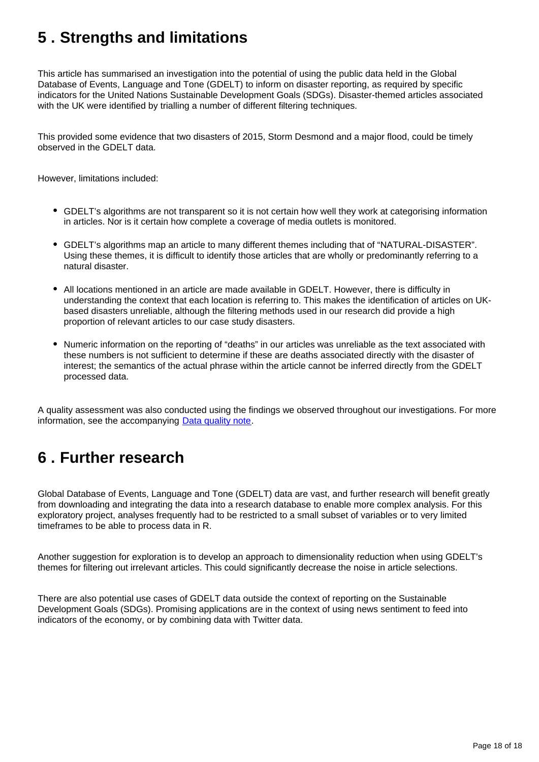## 5 . Strengths and limitations

This article has summarised an investigation into the potential of using the public data held in the Global Database of Events, Language and Tone (GDELT) to inform on disaster reporting, as required by specific indicators for the United Nations Sustainable Development Goals (SDGs). Disaster-themed articles associated with the UK were identified by trialling a number of different filtering techniques.

This provided some evidence that two disasters of 2015, Storm Desmond and a major flood, could be timely observed in the GDELT data.

However, limitations included:

- GDELT's algorithms are not transparent so it is not certain how well they work at categorising information in articles. Nor is it certain how complete a coverage of media outlets is monitored.
- GDELT's algorithms map an article to many different themes including that of "NATURAL-DISASTER". Using these themes, it is difficult to identify those articles that are wholly or predominantly referring to a natural disaster.
- All locations mentioned in an article are made available in GDELT. However, there is difficulty in understanding the context that each location is referring to. This makes the identification of articles on UK-based disasters unreliable, although the filtering methods used in our research did provide a high proportion of relevant articles to our case study disasters.
- Numeric information on the reporting of "deaths" in our articles was unreliable as the text associated with these numbers is not sufficient to determine if these are deaths associated directly with the disaster of interest; the semantics of the actual phrase within the article cannot be inferred directly from the GDELT processed data.

A quality assessment was also conducted using the findings we observed throughout our investigations. For more information, see the accompanying Data quality note.

## 6 . Further research

Global Database of Events, Language and Tone (GDELT) data are vast, and further research will benefit greatly from downloading and integrating the data into a research database to enable more complex analysis. For this exploratory project, analyses frequently had to be restricted to a small subset of variables or to very limited timeframes to be able to process data in R.

Another suggestion for exploration is to develop an approach to dimensionality reduction when using GDELT's themes for filtering out irrelevant articles. This could significantly decrease the noise in article selections.

There are also potential use cases of GDELT data outside the context of reporting on the Sustainable Development Goals (SDGs). Promising applications are in the context of using news sentiment to feed into indicators of the economy, or by combining data with Twitter data.